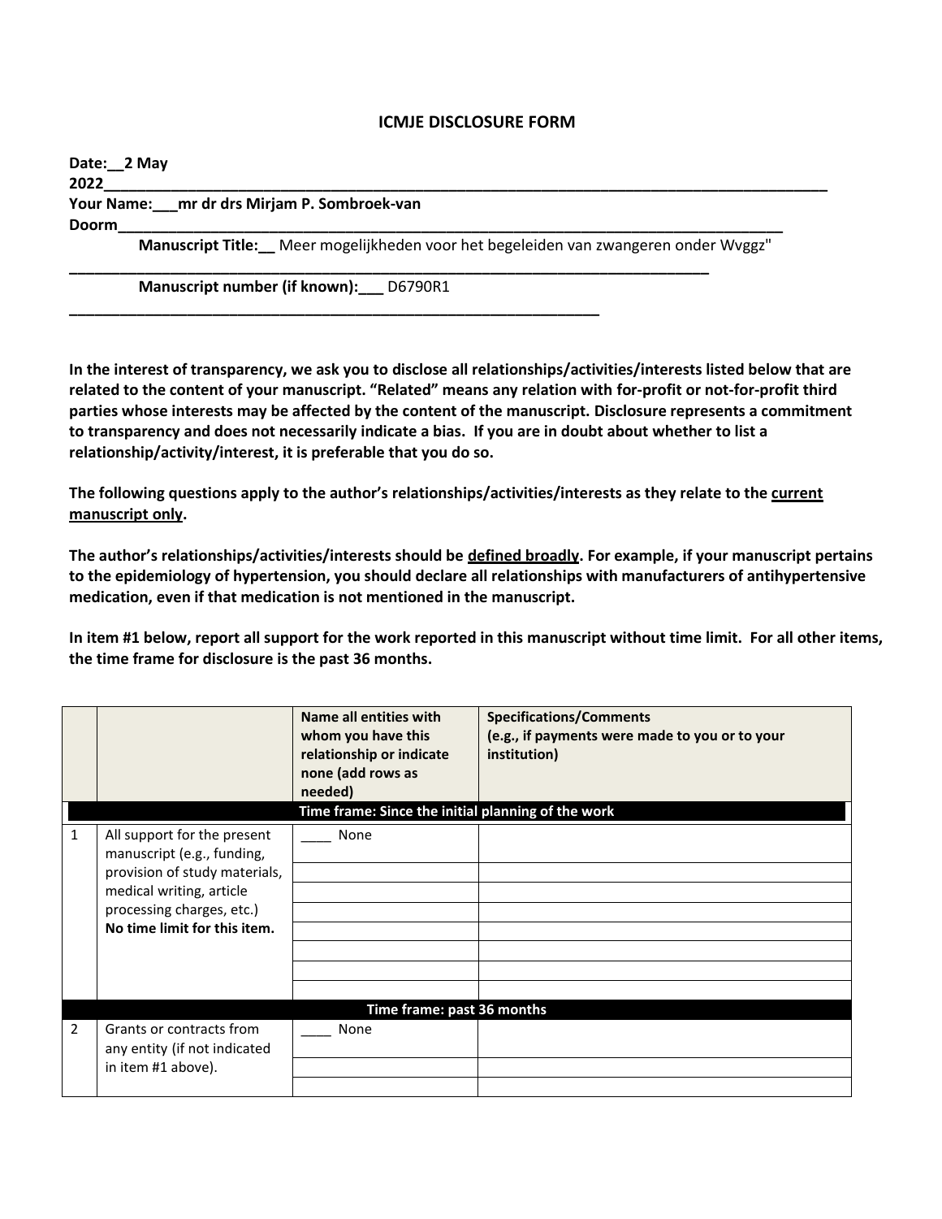# ICMJE DISCLOSURE FORM

**Date:__2 May 2022________________________________________________________________________________**

**Your Name:___mr dr drs Mirjam P. Sombroek-van Doorm_________________________________________________________________________**

**Manuscript Title:__** Meer mogelijkheden voor het begeleiden van zwangeren onder Wvggz"
**___________________________________________________________________________**

**Manuscript number (if known):___** D6790R1
**_______________________________________________________________**

**In the interest of transparency, we ask you to disclose all relationships/activities/interests listed below that are related to the content of your manuscript. "Related" means any relation with for-profit or not-for-profit third parties whose interests may be affected by the content of the manuscript. Disclosure represents a commitment to transparency and does not necessarily indicate a bias. If you are in doubt about whether to list a relationship/activity/interest, it is preferable that you do so.**

**The following questions apply to the author's relationships/activities/interests as they relate to the <u>current manuscript only</u>.**

**The author's relationships/activities/interests should be <u>defined broadly</u>. For example, if your manuscript pertains to the epidemiology of hypertension, you should declare all relationships with manufacturers of antihypertensive medication, even if that medication is not mentioned in the manuscript.**

**In item #1 below, report all support for the work reported in this manuscript without time limit. For all other items, the time frame for disclosure is the past 36 months.**

| | | **Name all entities with whom you have this relationship or indicate none (add rows as needed)** | **Specifications/Comments (e.g., if payments were made to you or to your institution)** |
|---|---|---|---|
| | | **Time frame: Since the initial planning of the work** | |
| 1 | All support for the present manuscript (e.g., funding, provision of study materials, medical writing, article processing charges, etc.) **No time limit for this item.** | ____ None | |
| | | | |
| | | | |
| | | | |
| | | | |
| | | | |
| | | | |
| | | | |
| | | **Time frame: past 36 months** | |
| 2 | Grants or contracts from any entity (if not indicated in item #1 above). | ____ None | |
| | | | |
| | | | |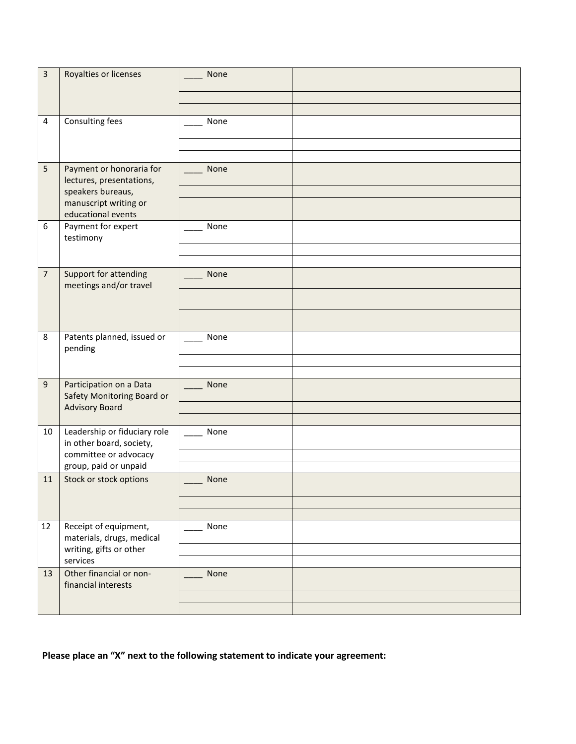| | | | |
|---|---|---|---|
| 3 | Royalties or licenses | ____ None | |
| | | | |
| | | | |
| 4 | Consulting fees | ____ None | |
| | | | |
| | | | |
| 5 | Payment or honoraria for lectures, presentations, speakers bureaus, manuscript writing or educational events | ____ None | |
| | | | |
| | | | |
| 6 | Payment for expert testimony | ____ None | |
| | | | |
| | | | |
| 7 | Support for attending meetings and/or travel | ____ None | |
| | | | |
| | | | |
| 8 | Patents planned, issued or pending | ____ None | |
| | | | |
| | | | |
| 9 | Participation on a Data Safety Monitoring Board or Advisory Board | ____ None | |
| | | | |
| | | | |
| 10 | Leadership or fiduciary role in other board, society, committee or advocacy group, paid or unpaid | ____ None | |
| | | | |
| | | | |
| 11 | Stock or stock options | ____ None | |
| | | | |
| | | | |
| 12 | Receipt of equipment, materials, drugs, medical writing, gifts or other services | ____ None | |
| | | | |
| | | | |
| 13 | Other financial or non-financial interests | ____ None | |
| | | | |
| | | | |

**Please place an "X" next to the following statement to indicate your agreement:**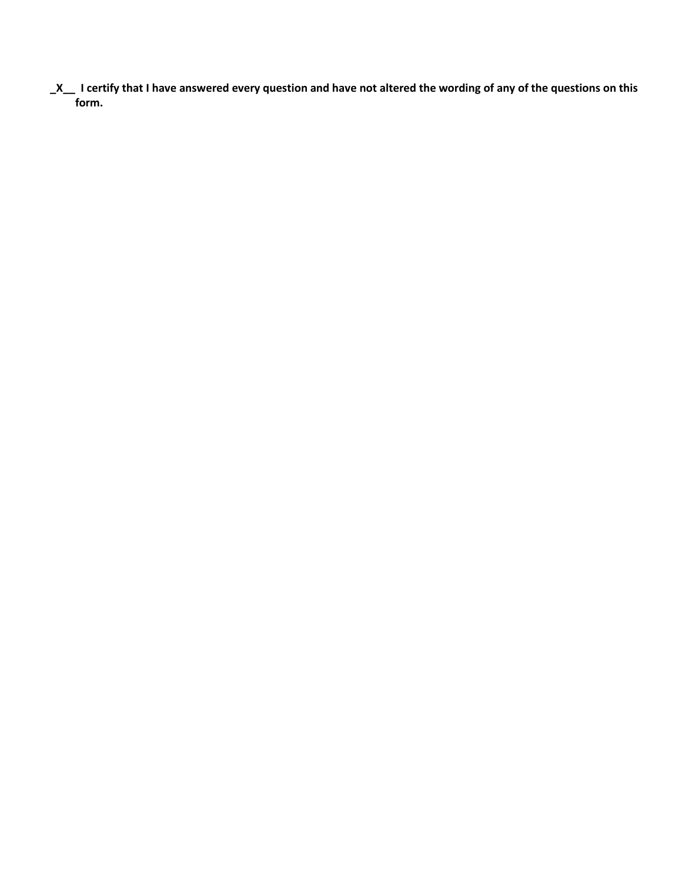**_X__ I certify that I have answered every question and have not altered the wording of any of the questions on this form.**